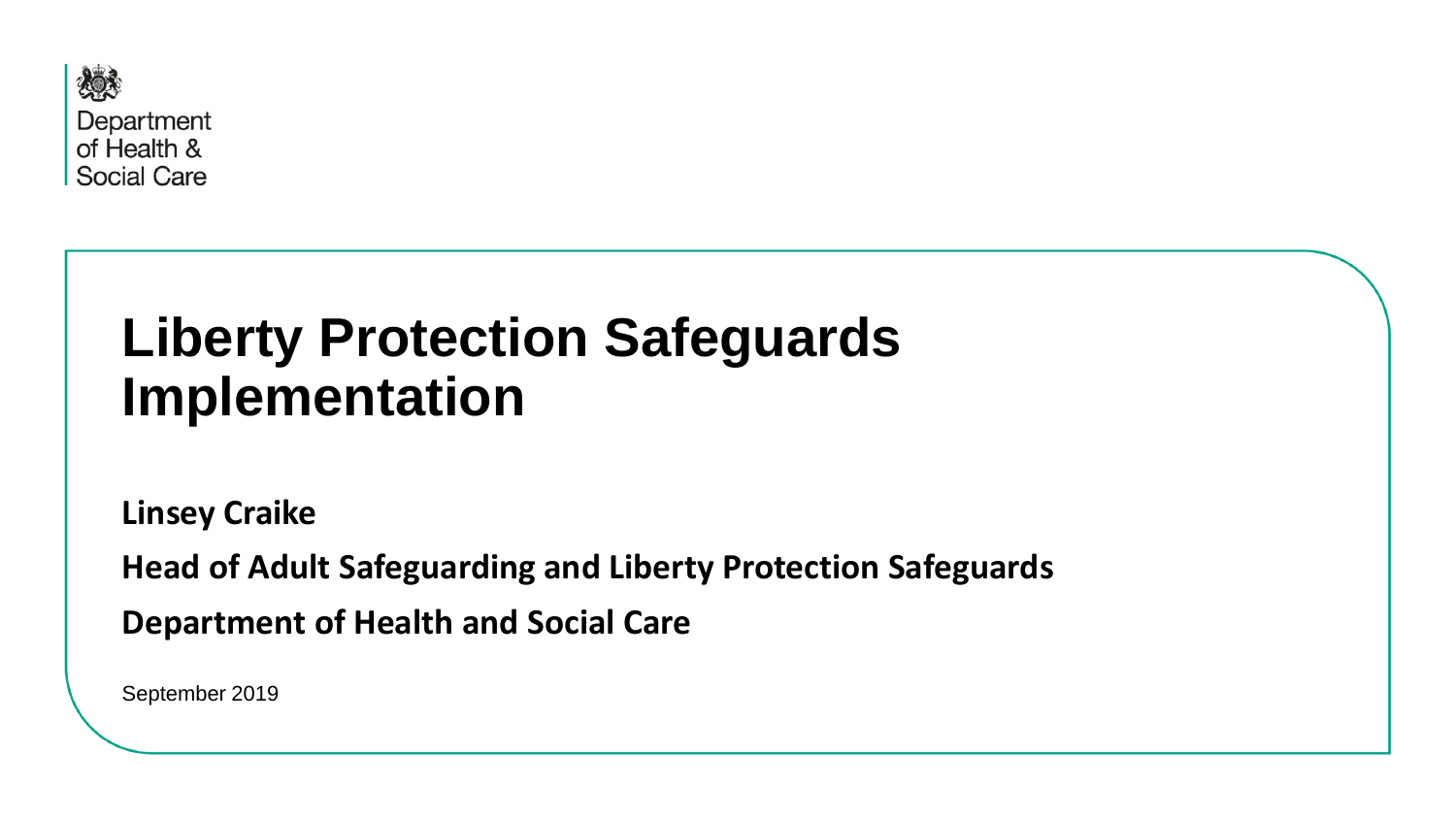Department of Health & Social Care

# Liberty Protection Safeguards Implementation

**Linsey Craike**

**Head of Adult Safeguarding and Liberty Protection Safeguards**

**Department of Health and Social Care**

September 2019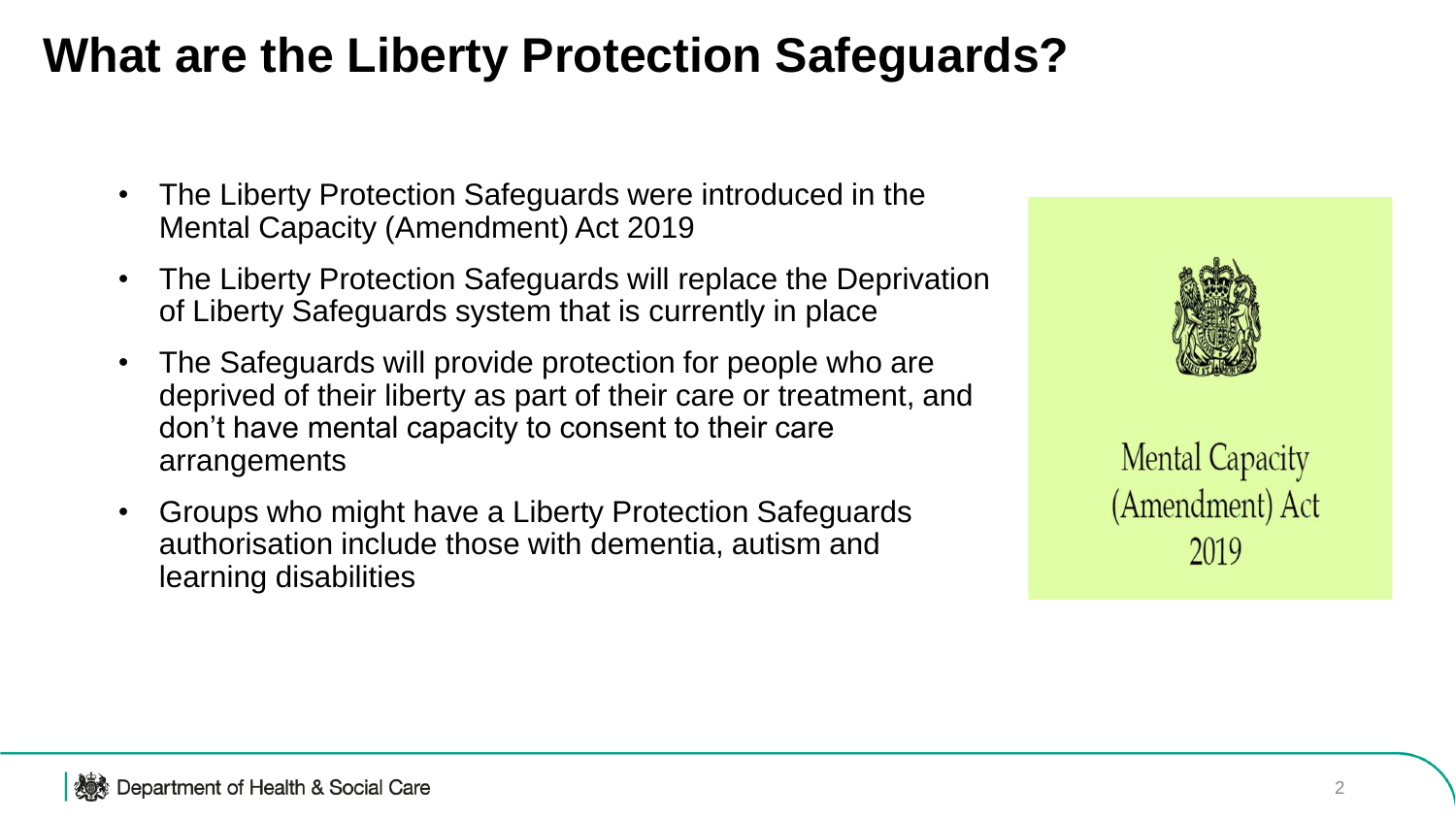# What are the Liberty Protection Safeguards?

- The Liberty Protection Safeguards were introduced in the Mental Capacity (Amendment) Act 2019
- The Liberty Protection Safeguards will replace the Deprivation of Liberty Safeguards system that is currently in place
- The Safeguards will provide protection for people who are deprived of their liberty as part of their care or treatment, and don't have mental capacity to consent to their care arrangements
- Groups who might have a Liberty Protection Safeguards authorisation include those with dementia, autism and learning disabilities

Mental Capacity (Amendment) Act 2019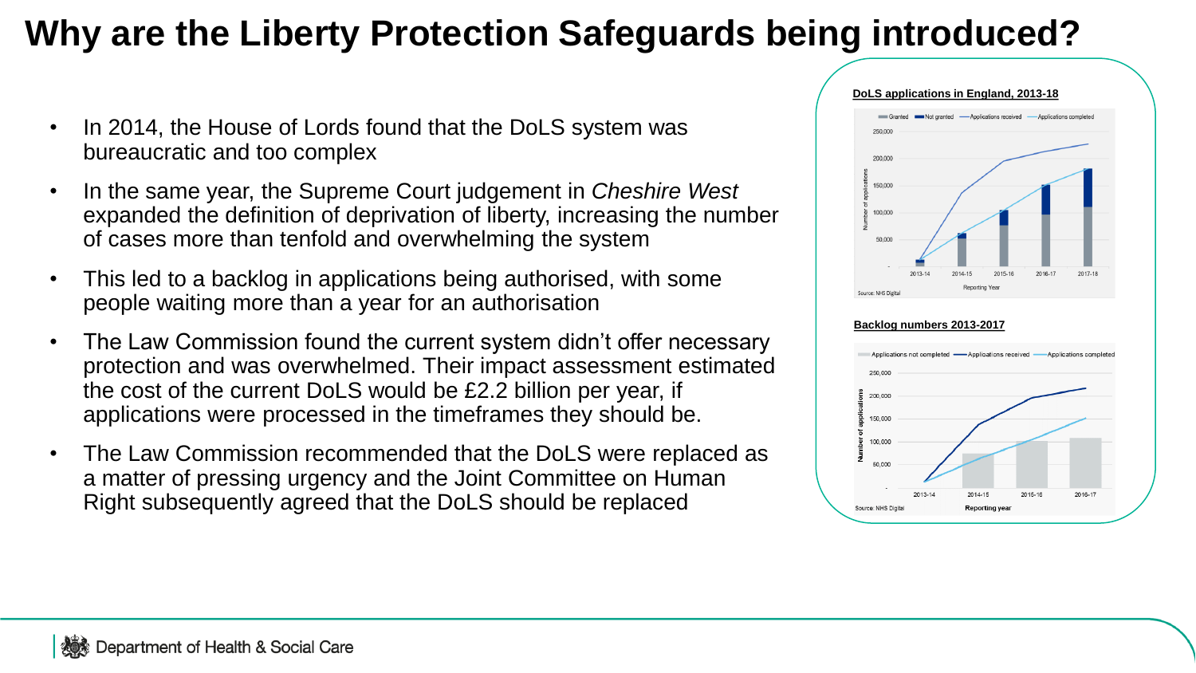# Why are the Liberty Protection Safeguards being introduced?

- In 2014, the House of Lords found that the DoLS system was bureaucratic and too complex
- In the same year, the Supreme Court judgement in *Cheshire West* expanded the definition of deprivation of liberty, increasing the number of cases more than tenfold and overwhelming the system
- This led to a backlog in applications being authorised, with some people waiting more than a year for an authorisation
- The Law Commission found the current system didn't offer necessary protection and was overwhelmed. Their impact assessment estimated the cost of the current DoLS would be £2.2 billion per year, if applications were processed in the timeframes they should be.
- The Law Commission recommended that the DoLS were replaced as a matter of pressing urgency and the Joint Committee on Human Right subsequently agreed that the DoLS should be replaced

**DoLS applications in England, 2013-18**

**Backlog numbers 2013-2017**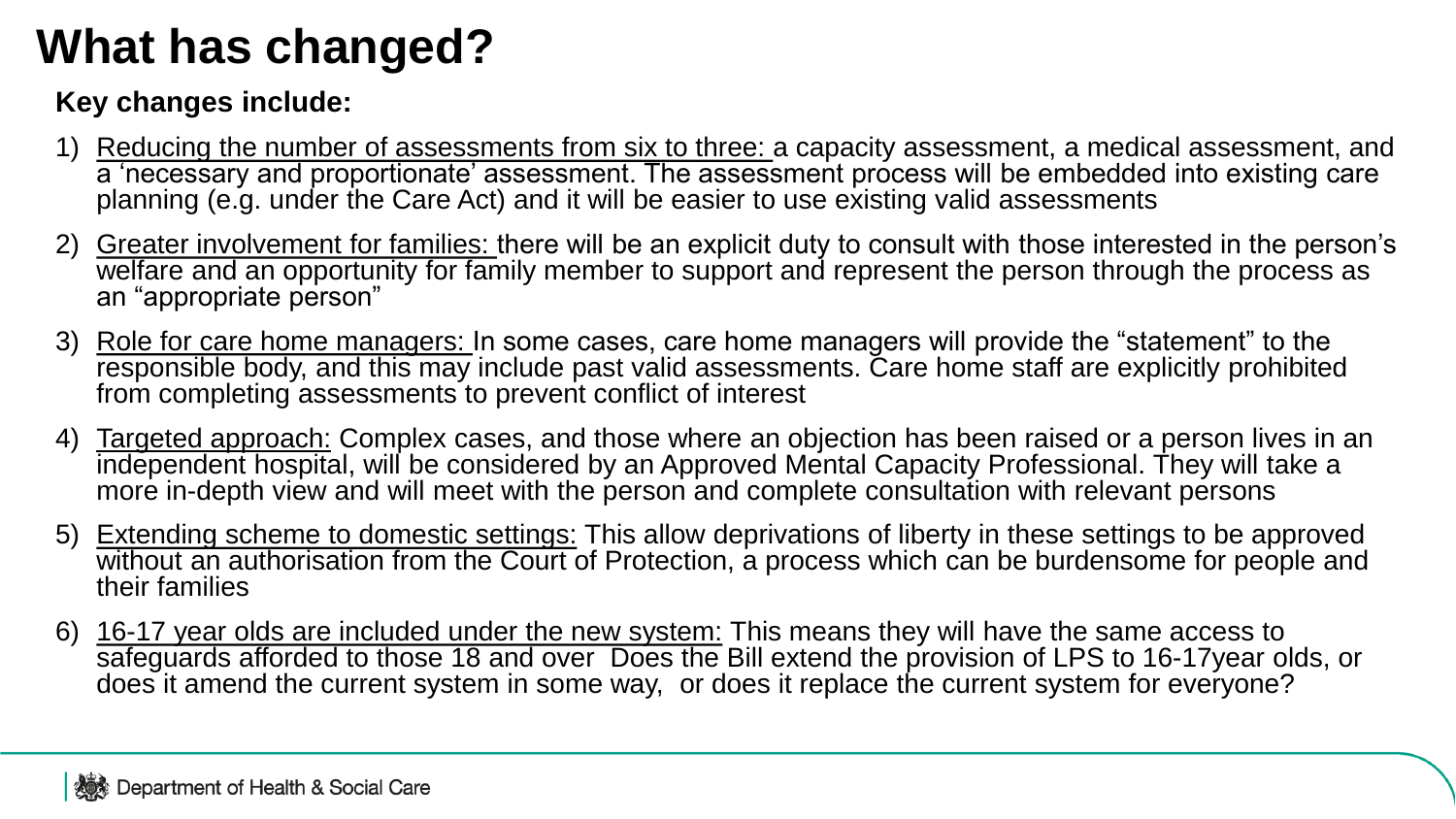# What has changed?

**Key changes include:**

1) Reducing the number of assessments from six to three: a capacity assessment, a medical assessment, and a 'necessary and proportionate' assessment. The assessment process will be embedded into existing care planning (e.g. under the Care Act) and it will be easier to use existing valid assessments
2) Greater involvement for families: there will be an explicit duty to consult with those interested in the person's welfare and an opportunity for family member to support and represent the person through the process as an "appropriate person"
3) Role for care home managers: In some cases, care home managers will provide the "statement" to the responsible body, and this may include past valid assessments. Care home staff are explicitly prohibited from completing assessments to prevent conflict of interest
4) Targeted approach: Complex cases, and those where an objection has been raised or a person lives in an independent hospital, will be considered by an Approved Mental Capacity Professional. They will take a more in-depth view and will meet with the person and complete consultation with relevant persons
5) Extending scheme to domestic settings: This allow deprivations of liberty in these settings to be approved without an authorisation from the Court of Protection, a process which can be burdensome for people and their families
6) 16-17 year olds are included under the new system: This means they will have the same access to safeguards afforded to those 18 and over Does the Bill extend the provision of LPS to 16-17year olds, or does it amend the current system in some way, or does it replace the current system for everyone?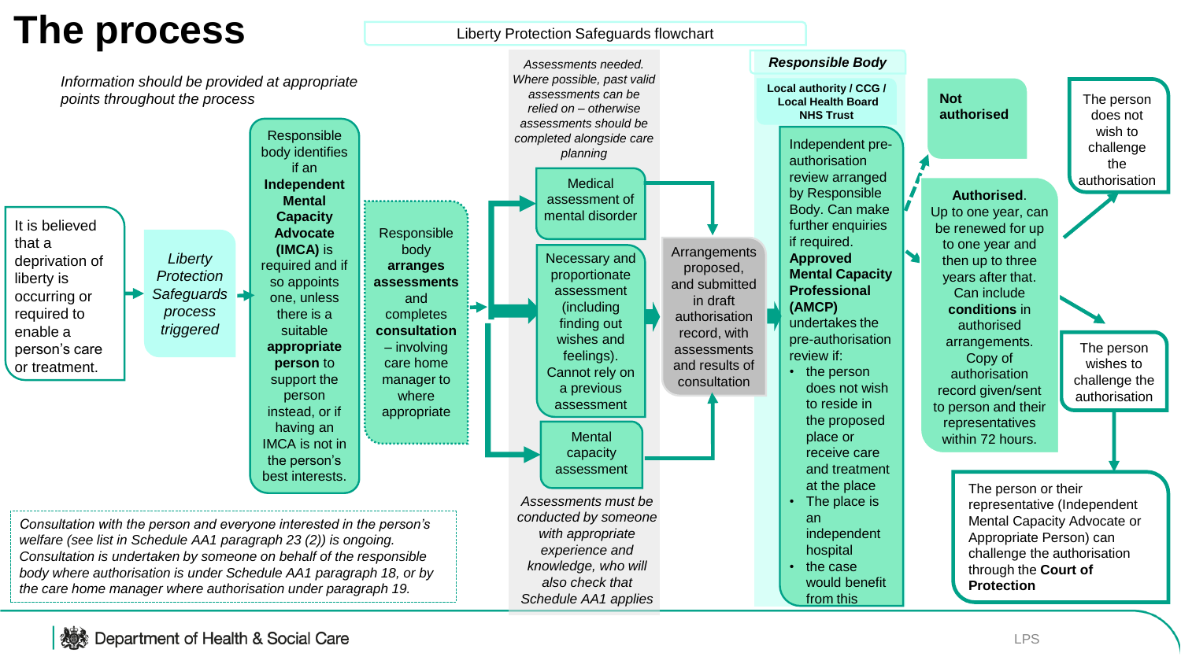# The process

Liberty Protection Safeguards flowchart

*Information should be provided at appropriate points throughout the process*

It is believed that a deprivation of liberty is occurring or required to enable a person's care or treatment.

*Liberty Protection Safeguards process triggered*

Responsible body identifies if an **Independent Mental Capacity Advocate (IMCA)** is required and if so appoints one, unless there is a suitable **appropriate person** to support the person instead, or if having an IMCA is not in the person's best interests.

Responsible body **arranges assessments** and completes **consultation** – involving care home manager to where appropriate

*Assessments needed. Where possible, past valid assessments can be relied on – otherwise assessments should be completed alongside care planning*

- Medical assessment of mental disorder
- Necessary and proportionate assessment (including finding out wishes and feelings). Cannot rely on a previous assessment
- Mental capacity assessment

*Assessments must be conducted by someone with appropriate experience and knowledge, who will also check that Schedule AA1 applies*

Arrangements proposed, and submitted in draft authorisation record, with assessments and results of consultation

***Responsible Body***

**Local authority / CCG / Local Health Board NHS Trust**

Independent pre-authorisation review arranged by Responsible Body. Can make further enquiries if required. **Approved Mental Capacity Professional (AMCP)** undertakes the pre-authorisation review if:

- the person does not wish to reside in the proposed place or receive care and treatment at the place
- The place is an independent hospital
- the case would benefit from this

**Not authorised**

**Authorised**. Up to one year, can be renewed for up to one year and then up to three years after that. Can include **conditions** in authorised arrangements. Copy of authorisation record given/sent to person and their representatives within 72 hours.

The person does not wish to challenge the authorisation

The person wishes to challenge the authorisation

The person or their representative (Independent Mental Capacity Advocate or Appropriate Person) can challenge the authorisation through the **Court of Protection**

*Consultation with the person and everyone interested in the person's welfare (see list in Schedule AA1 paragraph 23 (2)) is ongoing. Consultation is undertaken by someone on behalf of the responsible body where authorisation is under Schedule AA1 paragraph 18, or by the care home manager where authorisation under paragraph 19.*

Department of Health & Social Care

LPS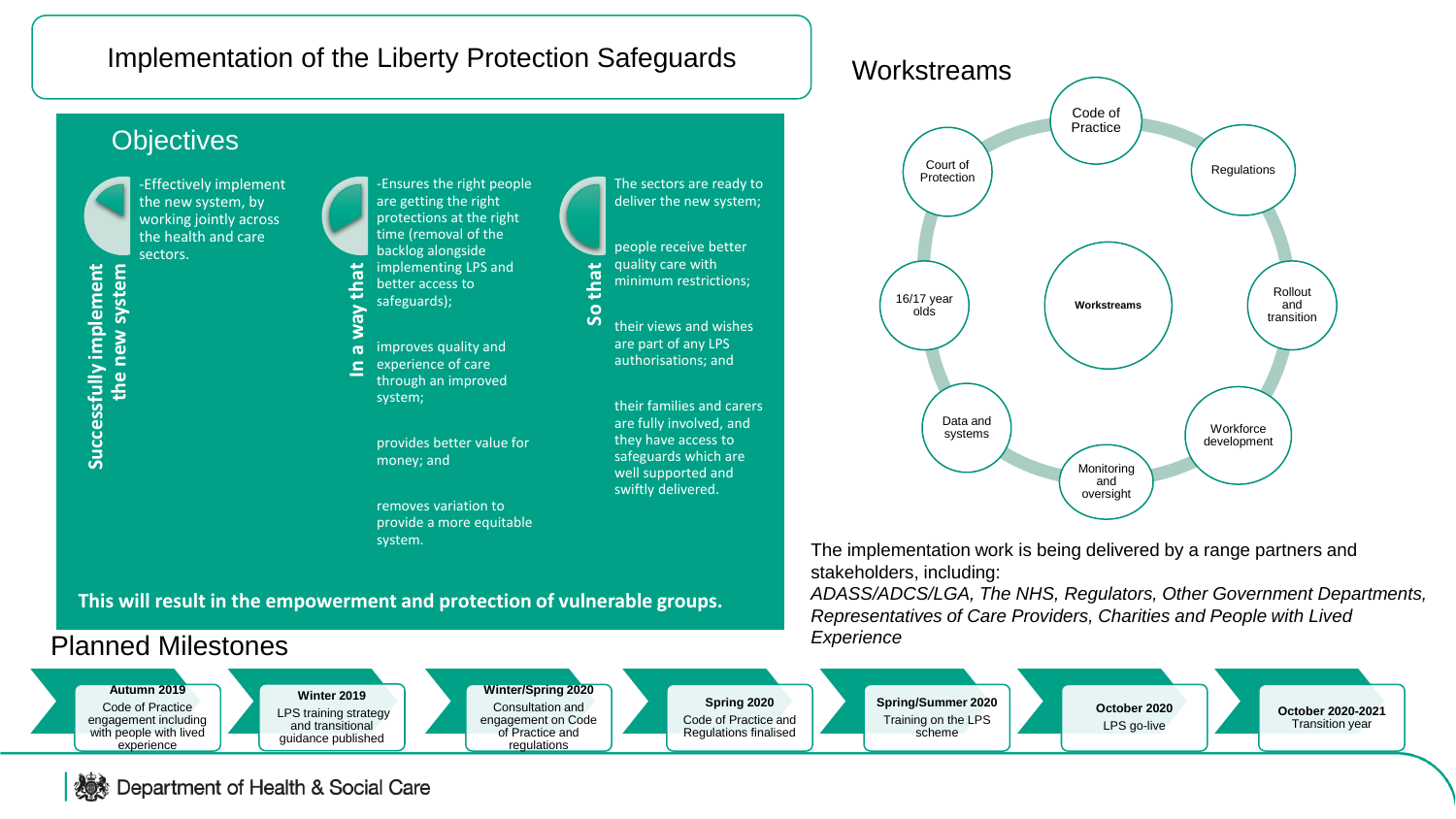# Implementation of the Liberty Protection Safeguards

## Objectives

**Successfully implement the new system**

-Effectively implement the new system, by working jointly across the health and care sectors.

**In a way that**

-Ensures the right people are getting the right protections at the right time (removal of the backlog alongside implementing LPS and better access to safeguards);

improves quality and experience of care through an improved system;

provides better value for money; and

removes variation to provide a more equitable system.

**So that**

The sectors are ready to deliver the new system;

people receive better quality care with minimum restrictions;

their views and wishes are part of any LPS authorisations; and

their families and carers are fully involved, and they have access to safeguards which are well supported and swiftly delivered.

**This will result in the empowerment and protection of vulnerable groups.**

## Workstreams

**Workstreams**

- Code of Practice
- Regulations
- Rollout and transition
- Workforce development
- Monitoring and oversight
- Data and systems
- 16/17 year olds
- Court of Protection

The implementation work is being delivered by a range partners and stakeholders, including:
*ADASS/ADCS/LGA, The NHS, Regulators, Other Government Departments, Representatives of Care Providers, Charities and People with Lived Experience*

## Planned Milestones

- **Autumn 2019** – Code of Practice engagement including with people with lived experience
- **Winter 2019** – LPS training strategy and transitional guidance published
- **Winter/Spring 2020** – Consultation and engagement on Code of Practice and regulations
- **Spring 2020** – Code of Practice and Regulations finalised
- **Spring/Summer 2020** – Training on the LPS scheme
- **October 2020** – LPS go-live
- **October 2020-2021** – Transition year

Department of Health & Social Care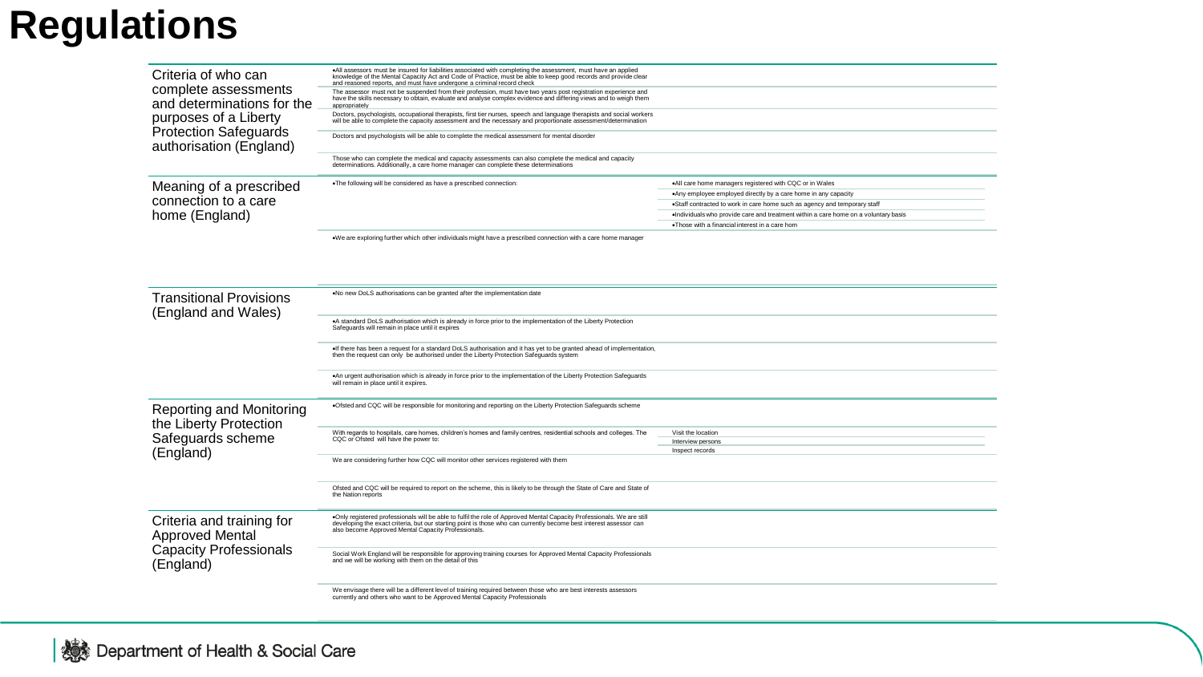# Regulations

## Criteria of who can complete assessments and determinations for the purposes of a Liberty Protection Safeguards authorisation (England)

- All assessors must be insured for liabilities associated with completing the assessment, must have an applied knowledge of the Mental Capacity Act and Code of Practice, must be able to keep good records and provide clear and reasoned reports, and must have undergone a criminal record check

The assessor must not be suspended from their profession, must have two years post registration experience and have the skills necessary to obtain, evaluate and analyse complex evidence and differing views and to weigh them appropriately

Doctors, psychologists, occupational therapists, first tier nurses, speech and language therapists and social workers will be able to complete the capacity assessment and the necessary and proportionate assessment/determination

Doctors and psychologists will be able to complete the medical assessment for mental disorder

Those who can complete the medical and capacity assessments can also complete the medical and capacity determinations. Additionally, a care home manager can complete these determinations

## Meaning of a prescribed connection to a care home (England)

- The following will be considered as have a prescribed connection:
  - All care home managers registered with CQC or in Wales
  - Any employee employed directly by a care home in any capacity
  - Staff contracted to work in care home such as agency and temporary staff
  - Individuals who provide care and treatment within a care home on a voluntary basis
  - Those with a financial interest in a care hom
- We are exploring further which other individuals might have a prescribed connection with a care home manager

## Transitional Provisions (England and Wales)

- No new DoLS authorisations can be granted after the implementation date
- A standard DoLS authorisation which is already in force prior to the implementation of the Liberty Protection Safeguards will remain in place until it expires
- If there has been a request for a standard DoLS authorisation and it has yet to be granted ahead of implementation, then the request can only be authorised under the Liberty Protection Safeguards system
- An urgent authorisation which is already in force prior to the implementation of the Liberty Protection Safeguards will remain in place until it expires.

## Reporting and Monitoring the Liberty Protection Safeguards scheme (England)

- Ofsted and CQC will be responsible for monitoring and reporting on the Liberty Protection Safeguards scheme

With regards to hospitals, care homes, children's homes and family centres, residential schools and colleges. The CQC or Ofsted will have the power to:

- Visit the location
- Interview persons
- Inspect records

We are considering further how CQC will monitor other services registered with them

Ofsted and CQC will be required to report on the scheme, this is likely to be through the State of Care and State of the Nation reports

## Criteria and training for Approved Mental Capacity Professionals (England)

- Only registered professionals will be able to fulfil the role of Approved Mental Capacity Professionals. We are still developing the exact criteria, but our starting point is those who can currently become best interest assessor can also become Approved Mental Capacity Professionals.

Social Work England will be responsible for approving training courses for Approved Mental Capacity Professionals and we will be working with them on the detail of this

We envisage there will be a different level of training required between those who are best interests assessors currently and others who want to be Approved Mental Capacity Professionals

Department of Health & Social Care